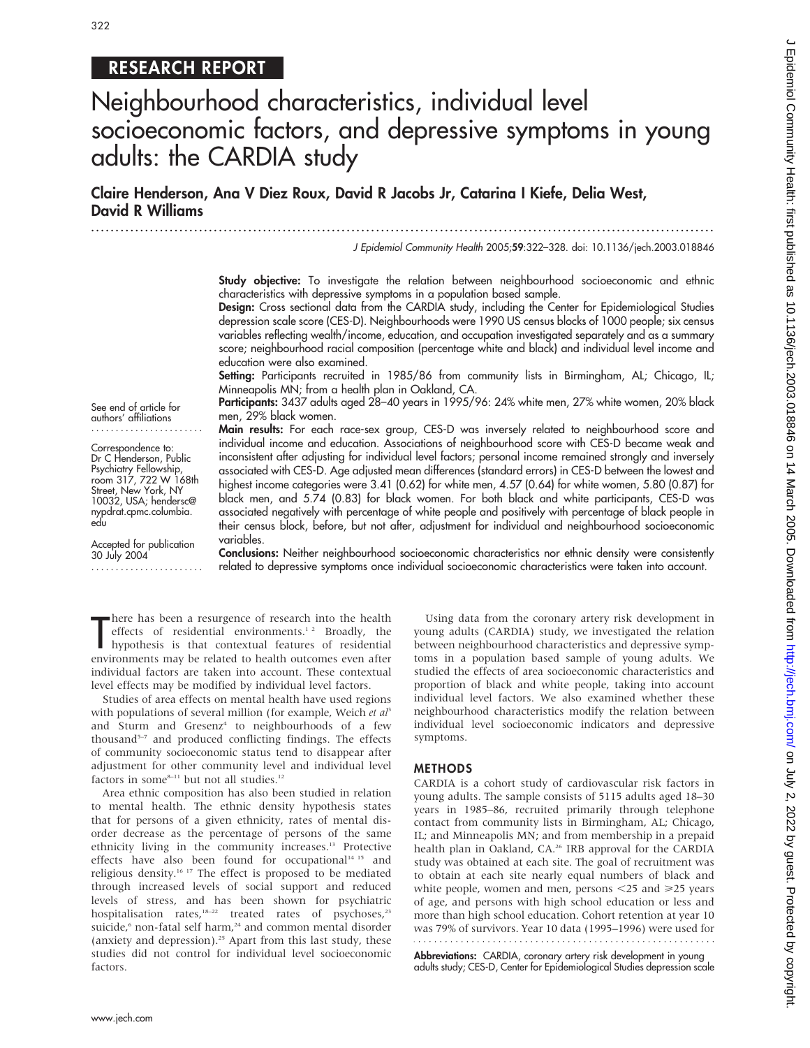RESEARCH REPORT

# Neighbourhood characteristics, individual level socioeconomic factors, and depressive symptoms in young adults: the CARDIA study

**Claire Henderson, Ana V Diez Roux, David R Jacobs Jr, Catarina I Kiefe, Delia West, David R Williams**

*J Epidemiol Community Health* 2005;**59**:322–328. doi: 10.1136/jech.2003.018846

**Study objective:** To investigate the relation between neighbourhood socioeconomic and ethnic characteristics with depressive symptoms in a population based sample.

**Design:** Cross sectional data from the CARDIA study, including the Center for Epidemiological Studies depression scale score (CES-D). Neighbourhoods were 1990 US census blocks of 1000 people; six census variables reflecting wealth/income, education, and occupation investigated separately and as a summary score; neighbourhood racial composition (percentage white and black) and individual level income and education were also examined.

**Setting:** Participants recruited in 1985/86 from community lists in Birmingham, AL; Chicago, IL; Minneapolis MN; from a health plan in Oakland, CA.

**Participants:** 3437 adults aged 28–40 years in 1995/96: 24% white men, 27% white women, 20% black men, 29% black women.

**Main results:** For each race-sex group, CES-D was inversely related to neighbourhood score and individual income and education. Associations of neighbourhood score with CES-D became weak and inconsistent after adjusting for individual level factors; personal income remained strongly and inversely associated with CES-D. Age adjusted mean differences (standard errors) in CES-D between the lowest and highest income categories were 3.41 (0.62) for white men, 4.57 (0.64) for white women, 5.80 (0.87) for black men, and 5.74 (0.83) for black women. For both black and white participants, CES-D was associated negatively with percentage of white people and positively with percentage of black people in their census block, before, but not after, adjustment for individual and neighbourhood socioeconomic variables.

**Conclusions:** Neither neighbourhood socioeconomic characteristics nor ethnic density were consistently related to depressive symptoms once individual socioeconomic characteristics were taken into account.

See end of article for authors' affiliations

Correspondence to: Dr C Henderson, Public Psychiatry Fellowship, room 317, 722 W 168th Street, New York, NY 10032, USA; hendersc@nypdrat.cpmc.columbia.edu

Accepted for publication 30 July 2004

There has been a resurgence of research into the health effects of residential environments.[1,2] Broadly, the hypothesis is that contextual features of residential environments may be related to health outcomes even after individual factors are taken into account. These contextual level effects may be modified by individual level factors.

Studies of area effects on mental health have used regions with populations of several million (for example, Weich *et al*[3] and Sturm and Gresenz[4] to neighbourhoods of a few thousand[5–7] and produced conflicting findings. The effects of community socioeconomic status tend to disappear after adjustment for other community level and individual level factors in some[8–11] but not all studies.[12]

Area ethnic composition has also been studied in relation to mental health. The ethnic density hypothesis states that for persons of a given ethnicity, rates of mental disorder decrease as the percentage of persons of the same ethnicity living in the community increases.[13] Protective effects have also been found for occupational[14,15] and religious density.[16,17] The effect is proposed to be mediated through increased levels of social support and reduced levels of stress, and has been shown for psychiatric hospitalisation rates,[18–22] treated rates of psychoses,[23] suicide,[6] non-fatal self harm,[24] and common mental disorder (anxiety and depression).[25] Apart from this last study, these studies did not control for individual level socioeconomic factors.

Using data from the coronary artery risk development in young adults (CARDIA) study, we investigated the relation between neighbourhood characteristics and depressive symptoms in a population based sample of young adults. We studied the effects of area socioeconomic characteristics and proportion of black and white people, taking into account individual level factors. We also examined whether these neighbourhood characteristics modify the relation between individual level socioeconomic indicators and depressive symptoms.

## METHODS

CARDIA is a cohort study of cardiovascular risk factors in young adults. The sample consists of 5115 adults aged 18–30 years in 1985–86, recruited primarily through telephone contact from community lists in Birmingham, AL; Chicago, IL; and Minneapolis MN; and from membership in a prepaid health plan in Oakland, CA.[26] IRB approval for the CARDIA study was obtained at each site. The goal of recruitment was to obtain at each site nearly equal numbers of black and white people, women and men, persons <25 and ≥25 years of age, and persons with high school education or less and more than high school education. Cohort retention at year 10 was 79% of survivors. Year 10 data (1995–1996) were used for

**Abbreviations:** CARDIA, coronary artery risk development in young adults study; CES-D, Center for Epidemiological Studies depression scale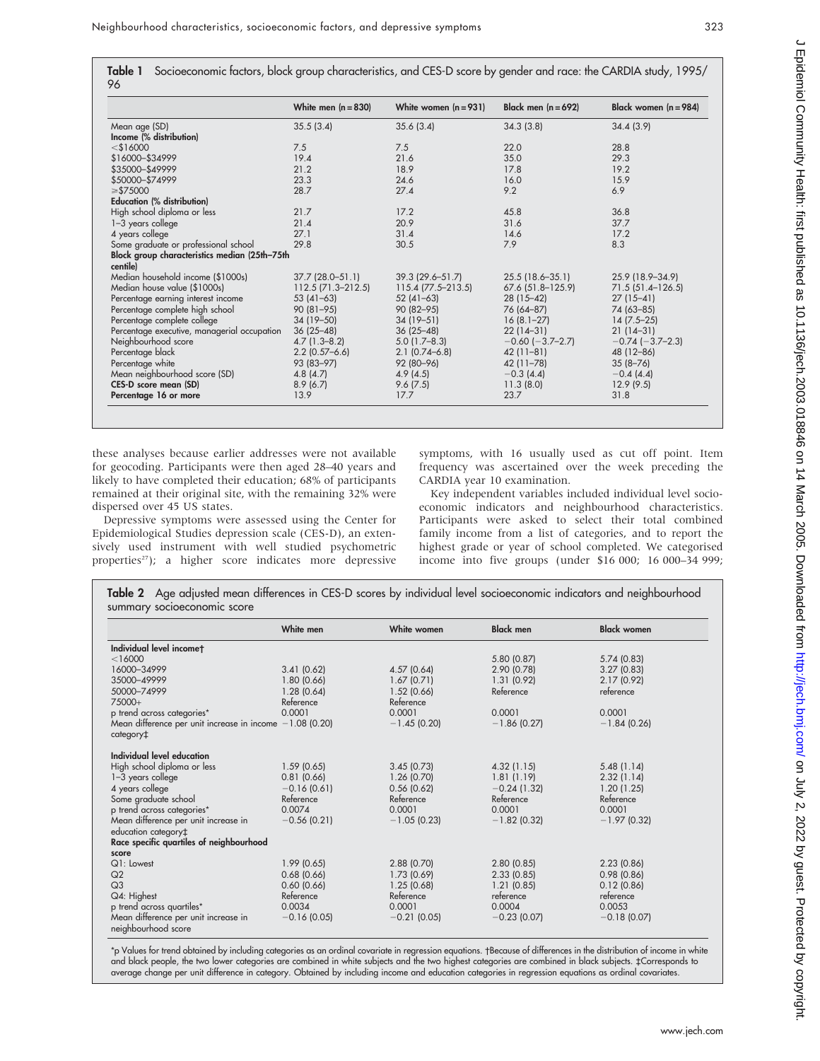**Table 1** Socioeconomic factors, block group characteristics, and CES-D score by gender and race: the CARDIA study, 1995/96

| | White men (n = 830) | White women (n = 931) | Black men (n = 692) | Black women (n = 984) |
|---|---|---|---|---|
| Mean age (SD) | 35.5 (3.4) | 35.6 (3.4) | 34.3 (3.8) | 34.4 (3.9) |
| **Income (% distribution)** | | | | |
| <$16000 | 7.5 | 7.5 | 22.0 | 28.8 |
| $16000–$34999 | 19.4 | 21.6 | 35.0 | 29.3 |
| $35000–$49999 | 21.2 | 18.9 | 17.8 | 19.2 |
| $50000–$74999 | 23.3 | 24.6 | 16.0 | 15.9 |
| ⩾$75000 | 28.7 | 27.4 | 9.2 | 6.9 |
| **Education (% distribution)** | | | | |
| High school diploma or less | 21.7 | 17.2 | 45.8 | 36.8 |
| 1–3 years college | 21.4 | 20.9 | 31.6 | 37.7 |
| 4 years college | 27.1 | 31.4 | 14.6 | 17.2 |
| Some graduate or professional school | 29.8 | 30.5 | 7.9 | 8.3 |
| **Block group characteristics median (25th–75th centile)** | | | | |
| Median household income ($1000s) | 37.7 (28.0–51.1) | 39.3 (29.6–51.7) | 25.5 (18.6–35.1) | 25.9 (18.9–34.9) |
| Median house value ($1000s) | 112.5 (71.3–212.5) | 115.4 (77.5–213.5) | 67.6 (51.8–125.9) | 71.5 (51.4–126.5) |
| Percentage earning interest income | 53 (41–63) | 52 (41–63) | 28 (15–42) | 27 (15–41) |
| Percentage complete high school | 90 (81–95) | 90 (82–95) | 76 (64–87) | 74 (63–85) |
| Percentage complete college | 34 (19–50) | 34 (19–51) | 16 (8.1–27) | 14 (7.5–25) |
| Percentage executive, managerial occupation | 36 (25–48) | 36 (25–48) | 22 (14–31) | 21 (14–31) |
| Neighbourhood score | 4.7 (1.3–8.2) | 5.0 (1.7–8.3) | −0.60 (−3.7–2.7) | −0.74 (−3.7–2.3) |
| Percentage black | 2.2 (0.57–6.6) | 2.1 (0.74–6.8) | 42 (11–81) | 48 (12–86) |
| Percentage white | 93 (83–97) | 92 (80–96) | 42 (11–78) | 35 (8–76) |
| Mean neighbourhood score (SD) | 4.8 (4.7) | 4.9 (4.5) | −0.3 (4.4) | −0.4 (4.4) |
| **CES-D score mean (SD)** | 8.9 (6.7) | 9.6 (7.5) | 11.3 (8.0) | 12.9 (9.5) |
| **Percentage 16 or more** | 13.9 | 17.7 | 23.7 | 31.8 |

these analyses because earlier addresses were not available for geocoding. Participants were then aged 28–40 years and likely to have completed their education; 68% of participants remained at their original site, with the remaining 32% were dispersed over 45 US states.

Depressive symptoms were assessed using the Center for Epidemiological Studies depression scale (CES-D), an extensively used instrument with well studied psychometric properties[27]); a higher score indicates more depressive symptoms, with 16 usually used as cut off point. Item frequency was ascertained over the week preceding the CARDIA year 10 examination.

Key independent variables included individual level socioeconomic indicators and neighbourhood characteristics. Participants were asked to select their total combined family income from a list of categories, and to report the highest grade or year of school completed. We categorised income into five groups (under $16 000; 16 000–34 999;

**Table 2** Age adjusted mean differences in CES-D scores by individual level socioeconomic indicators and neighbourhood summary socioeconomic score

| | White men | White women | Black men | Black women |
|---|---|---|---|---|
| **Individual level income†** | | | | |
| <16000 | | | 5.80 (0.87) | 5.74 (0.83) |
| 16000–34999 | 3.41 (0.62) | 4.57 (0.64) | 2.90 (0.78) | 3.27 (0.83) |
| 35000–49999 | 1.80 (0.66) | 1.67 (0.71) | 1.31 (0.92) | 2.17 (0.92) |
| 50000–74999 | 1.28 (0.64) | 1.52 (0.66) | Reference | reference |
| 75000+ | Reference | Reference | | |
| p trend across categories* | 0.0001 | 0.0001 | 0.0001 | 0.0001 |
| Mean difference per unit increase in income category‡ | −1.08 (0.20) | −1.45 (0.20) | −1.86 (0.27) | −1.84 (0.26) |
| **Individual level education** | | | | |
| High school diploma or less | 1.59 (0.65) | 3.45 (0.73) | 4.32 (1.15) | 5.48 (1.14) |
| 1–3 years college | 0.81 (0.66) | 1.26 (0.70) | 1.81 (1.19) | 2.32 (1.14) |
| 4 years college | −0.16 (0.61) | 0.56 (0.62) | −0.24 (1.32) | 1.20 (1.25) |
| Some graduate school | Reference | Reference | Reference | Reference |
| p trend across categories* | 0.0074 | 0.0001 | 0.0001 | 0.0001 |
| Mean difference per unit increase in education category‡ | −0.56 (0.21) | −1.05 (0.23) | −1.82 (0.32) | −1.97 (0.32) |
| **Race specific quartiles of neighbourhood score** | | | | |
| Q1: Lowest | 1.99 (0.65) | 2.88 (0.70) | 2.80 (0.85) | 2.23 (0.86) |
| Q2 | 0.68 (0.66) | 1.73 (0.69) | 2.33 (0.85) | 0.98 (0.86) |
| Q3 | 0.60 (0.66) | 1.25 (0.68) | 1.21 (0.85) | 0.12 (0.86) |
| Q4: Highest | Reference | Reference | reference | reference |
| p trend across quartiles* | 0.0034 | 0.0001 | 0.0004 | 0.0053 |
| Mean difference per unit increase in neighbourhood score | −0.16 (0.05) | −0.21 (0.05) | −0.23 (0.07) | −0.18 (0.07) |

*p Values for trend obtained by including categories as an ordinal covariate in regression equations. †Because of differences in the distribution of income in white and black people, the two lower categories are combined in white subjects and the two highest categories are combined in black subjects. ‡Corresponds to average change per unit difference in category. Obtained by including income and education categories in regression equations as ordinal covariates.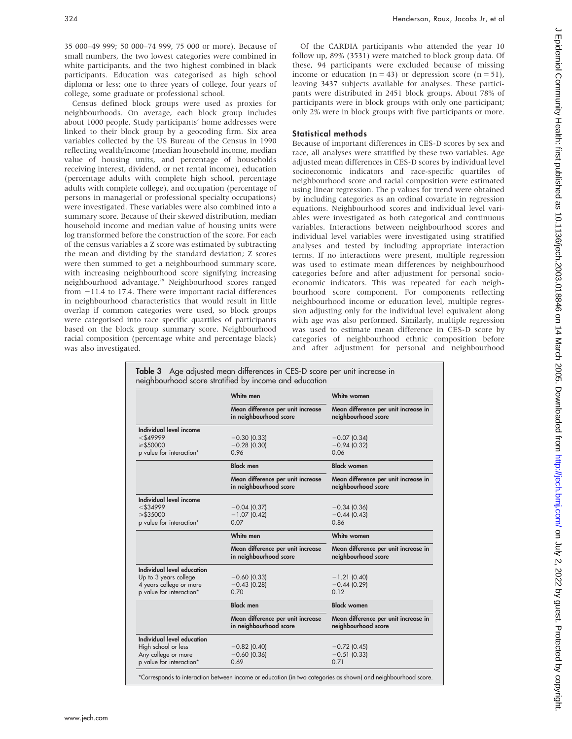35 000–49 999; 50 000–74 999, 75 000 or more). Because of small numbers, the two lowest categories were combined in white participants, and the two highest combined in black participants. Education was categorised as high school diploma or less; one to three years of college, four years of college, some graduate or professional school.

Census defined block groups were used as proxies for neighbourhoods. On average, each block group includes about 1000 people. Study participants' home addresses were linked to their block group by a geocoding firm. Six area variables collected by the US Bureau of the Census in 1990 reflecting wealth/income (median household income, median value of housing units, and percentage of households receiving interest, dividend, or net rental income), education (percentage adults with complete high school, percentage adults with complete college), and occupation (percentage of persons in managerial or professional specialty occupations) were investigated. These variables were also combined into a summary score. Because of their skewed distribution, median household income and median value of housing units were log transformed before the construction of the score. For each of the census variables a Z score was estimated by subtracting the mean and dividing by the standard deviation; Z scores were then summed to get a neighbourhood summary score, with increasing neighbourhood score signifying increasing neighbourhood advantage.[28] Neighbourhood scores ranged from −11.4 to 17.4. There were important racial differences in neighbourhood characteristics that would result in little overlap if common categories were used, so block groups were categorised into race specific quartiles of participants based on the block group summary score. Neighbourhood racial composition (percentage white and percentage black) was also investigated.

Of the CARDIA participants who attended the year 10 follow up, 89% (3531) were matched to block group data. Of these, 94 participants were excluded because of missing income or education (n = 43) or depression score (n = 51), leaving 3437 subjects available for analyses. These participants were distributed in 2451 block groups. About 78% of participants were in block groups with only one participant; only 2% were in block groups with five participants or more.

### Statistical methods

Because of important differences in CES-D scores by sex and race, all analyses were stratified by these two variables. Age adjusted mean differences in CES-D scores by individual level socioeconomic indicators and race-specific quartiles of neighbourhood score and racial composition were estimated using linear regression. The p values for trend were obtained by including categories as an ordinal covariate in regression equations. Neighbourhood scores and individual level variables were investigated as both categorical and continuous variables. Interactions between neighbourhood scores and individual level variables were investigated using stratified analyses and tested by including appropriate interaction terms. If no interactions were present, multiple regression was used to estimate mean differences by neighbourhood categories before and after adjustment for personal socioeconomic indicators. This was repeated for each neighbourhood score component. For components reflecting neighbourhood income or education level, multiple regression adjusting only for the individual level equivalent along with age was also performed. Similarly, multiple regression was used to estimate mean difference in CES-D score by categories of neighbourhood ethnic composition before and after adjustment for personal and neighbourhood

**Table 3** Age adjusted mean differences in CES-D score per unit increase in neighbourhood score stratified by income and education

| | White men | White women |
|---|---|---|
| | Mean difference per unit increase in neighbourhood score | Mean difference per unit increase in neighbourhood score |
| **Individual level income** | | |
| <$49999 | −0.30 (0.33) | −0.07 (0.34) |
| ≥$50000 | −0.28 (0.30) | −0.94 (0.32) |
| p value for interaction* | 0.96 | 0.06 |
| | **Black men** | **Black women** |
| | Mean difference per unit increase in neighbourhood score | Mean difference per unit increase in neighbourhood score |
| **Individual level income** | | |
| <$34999 | −0.04 (0.37) | −0.34 (0.36) |
| ≥$35000 | −1.07 (0.42) | −0.44 (0.43) |
| p value for interaction* | 0.07 | 0.86 |
| | **White men** | **White women** |
| | Mean difference per unit increase in neighbourhood score | Mean difference per unit increase in neighbourhood score |
| **Individual level education** | | |
| Up to 3 years college | −0.60 (0.33) | −1.21 (0.40) |
| 4 years college or more | −0.43 (0.28) | −0.44 (0.29) |
| p value for interaction* | 0.70 | 0.12 |
| | **Black men** | **Black women** |
| | Mean difference per unit increase in neighbourhood score | Mean difference per unit increase in neighbourhood score |
| **Individual level education** | | |
| High school or less | −0.82 (0.40) | −0.72 (0.45) |
| Any college or more | −0.60 (0.36) | −0.51 (0.33) |
| p value for interaction* | 0.69 | 0.71 |

*Corresponds to interaction between income or education (in two categories as shown) and neighbourhood score.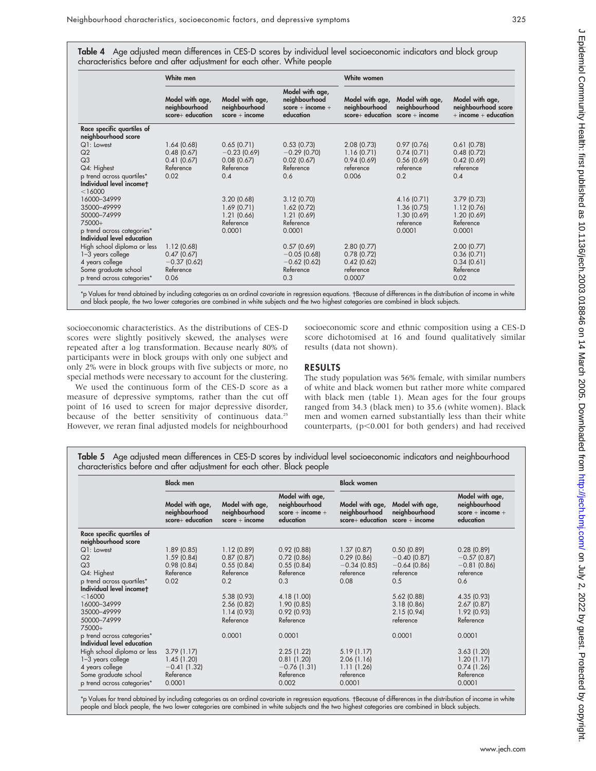**Table 4** Age adjusted mean differences in CES-D scores by individual level socioeconomic indicators and block group characteristics before and after adjustment for each other. White people

| | White men | | | White women | | |
|---|---|---|---|---|---|---|
| | Model with age, neighbourhood score+ education | Model with age, neighbourhood score + income | Model with age, neighbourhood score + income + education | Model with age, neighbourhood score+ education | Model with age, neighbourhood score + income | Model with age, neighbourhood score + income + education |
| **Race specific quartiles of neighbourhood score** | | | | | | |
| Q1: Lowest | 1.64 (0.68) | 0.65 (0.71) | 0.53 (0.73) | 2.08 (0.73) | 0.97 (0.76) | 0.61 (0.78) |
| Q2 | 0.48 (0.67) | −0.23 (0.69) | −0.29 (0.70) | 1.16 (0.71) | 0.74 (0.71) | 0.48 (0.72) |
| Q3 | 0.41 (0.67) | 0.08 (0.67) | 0.02 (0.67) | 0.94 (0.69) | 0.56 (0.69) | 0.42 (0.69) |
| Q4: Highest | Reference | Reference | Reference | reference | reference | reference |
| p trend across quartiles* | 0.02 | 0.4 | 0.6 | 0.006 | 0.2 | 0.4 |
| **Individual level income†** | | | | | | |
| <16000 | | | | | | |
| 16000–34999 | | 3.20 (0.68) | 3.12 (0.70) | | 4.16 (0.71) | 3.79 (0.73) |
| 35000–49999 | | 1.69 (0.71) | 1.62 (0.72) | | 1.36 (0.75) | 1.12 (0.76) |
| 50000–74999 | | 1.21 (0.66) | 1.21 (0.69) | | 1.30 (0.69) | 1.20 (0.69) |
| 75000+ | | Reference | Reference | | reference | Reference |
| p trend across categories* | | 0.0001 | 0.0001 | | 0.0001 | 0.0001 |
| **Individual level education** | | | | | | |
| High school diploma or less | 1.12 (0.68) | | 0.57 (0.69) | 2.80 (0.77) | | 2.00 (0.77) |
| 1–3 years college | 0.47 (0.67) | | −0.05 (0.68) | 0.78 (0.72) | | 0.36 (0.71) |
| 4 years college | −0.37 (0.62) | | −0.62 (0.62) | 0.42 (0.62) | | 0.34 (0.61) |
| Some graduate school | Reference | | Reference | reference | | Reference |
| p trend across categories* | 0.06 | | 0.3 | 0.0007 | | 0.02 |

*p Values for trend obtained by including categories as an ordinal covariate in regression equations. †Because of differences in the distribution of income in white and black people, the two lower categories are combined in white subjects and the two highest categories are combined in black subjects.

socioeconomic characteristics. As the distributions of CES-D scores were slightly positively skewed, the analyses were repeated after a log transformation. Because nearly 80% of participants were in block groups with only one subject and only 2% were in block groups with five subjects or more, no special methods were necessary to account for the clustering.

We used the continuous form of the CES-D score as a measure of depressive symptoms, rather than the cut off point of 16 used to screen for major depressive disorder, because of the better sensitivity of continuous data.[25] However, we reran final adjusted models for neighbourhood socioeconomic score and ethnic composition using a CES-D score dichotomised at 16 and found qualitatively similar results (data not shown).

## RESULTS

The study population was 56% female, with similar numbers of white and black women but rather more white compared with black men (table 1). Mean ages for the four groups ranged from 34.3 (black men) to 35.6 (white women). Black men and women earned substantially less than their white counterparts, ($p<0.001$ for both genders) and had received

**Table 5** Age adjusted mean differences in CES-D scores by individual level socioeconomic indicators and neighbourhood characteristics before and after adjustment for each other. Black people

| | Black men | | | Black women | | |
|---|---|---|---|---|---|---|
| | Model with age, neighbourhood score+ education | Model with age, neighbourhood score + income | Model with age, neighbourhood score + income + education | Model with age, neighbourhood score+ education | Model with age, neighbourhood score + income | Model with age, neighbourhood score + income + education |
| **Race specific quartiles of neighbourhood score** | | | | | | |
| Q1: Lowest | 1.89 (0.85) | 1.12 (0.89) | 0.92 (0.88) | 1.37 (0.87) | 0.50 (0.89) | 0.28 (0.89) |
| Q2 | 1.59 (0.84) | 0.87 (0.87) | 0.72 (0.86) | 0.29 (0.86) | −0.40 (0.87) | −0.57 (0.87) |
| Q3 | 0.98 (0.84) | 0.55 (0.84) | 0.55 (0.84) | −0.34 (0.85) | −0.64 (0.86) | −0.81 (0.86) |
| Q4: Highest | Reference | Reference | Reference | reference | reference | reference |
| p trend across quartiles* | 0.02 | 0.2 | 0.3 | 0.08 | 0.5 | 0.6 |
| **Individual level income†** | | | | | | |
| <16000 | | 5.38 (0.93) | 4.18 (1.00) | | 5.62 (0.88) | 4.35 (0.93) |
| 16000–34999 | | 2.56 (0.82) | 1.90 (0.85) | | 3.18 (0.86) | 2.67 (0.87) |
| 35000–49999 | | 1.14 (0.93) | 0.92 (0.93) | | 2.15 (0.94) | 1.92 (0.93) |
| 50000–74999 | | Reference | Reference | | reference | Reference |
| 75000+ | | | | | | |
| p trend across categories* | | 0.0001 | 0.0001 | | 0.0001 | 0.0001 |
| **Individual level education** | | | | | | |
| High school diploma or less | 3.79 (1.17) | | 2.25 (1.22) | 5.19 (1.17) | | 3.63 (1.20) |
| 1–3 years college | 1.45 (1.20) | | 0.81 (1.20) | 2.06 (1.16) | | 1.20 (1.17) |
| 4 years college | −0.41 (1.32) | | −0.76 (1.31) | 1.11 (1.26) | | 0.74 (1.26) |
| Some graduate school | Reference | | Reference | reference | | Reference |
| p trend across categories* | 0.0001 | | 0.002 | 0.0001 | | 0.0001 |

*p Values for trend obtained by including categories as an ordinal covariate in regression equations. †Because of differences in the distribution of income in white people and black people, the two lower categories are combined in white subjects and the two highest categories are combined in black subjects.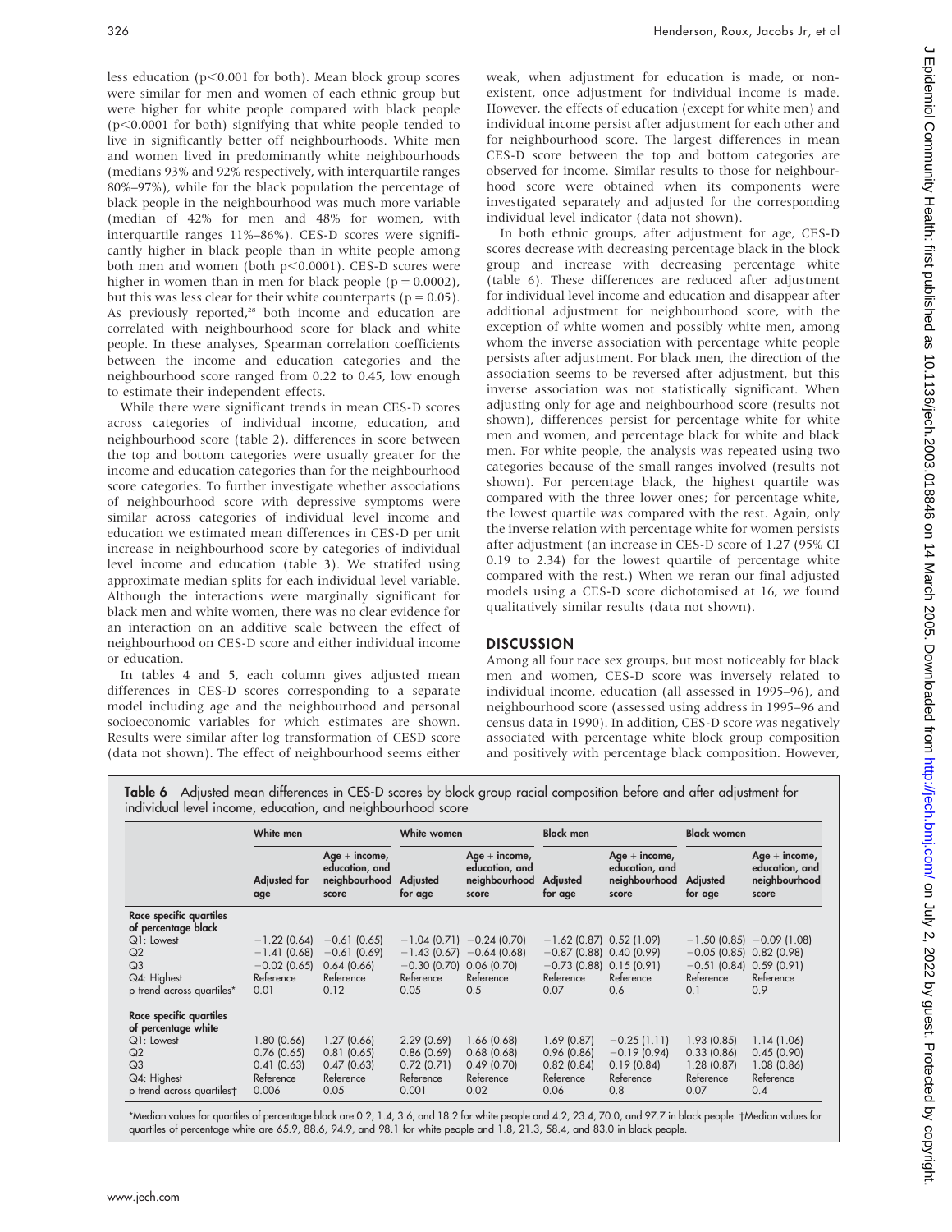less education (p<0.001 for both). Mean block group scores were similar for men and women of each ethnic group but were higher for white people compared with black people (p<0.0001 for both) signifying that white people tended to live in significantly better off neighbourhoods. White men and women lived in predominantly white neighbourhoods (medians 93% and 92% respectively, with interquartile ranges 80%–97%), while for the black population the percentage of black people in the neighbourhood was much more variable (median of 42% for men and 48% for women, with interquartile ranges 11%–86%). CES-D scores were significantly higher in black people than in white people among both men and women (both p<0.0001). CES-D scores were higher in women than in men for black people (p = 0.0002), but this was less clear for their white counterparts (p = 0.05). As previously reported,[28] both income and education are correlated with neighbourhood score for black and white people. In these analyses, Spearman correlation coefficients between the income and education categories and the neighbourhood score ranged from 0.22 to 0.45, low enough to estimate their independent effects.

While there were significant trends in mean CES-D scores across categories of individual income, education, and neighbourhood score (table 2), differences in score between the top and bottom categories were usually greater for the income and education categories than for the neighbourhood score categories. To further investigate whether associations of neighbourhood score with depressive symptoms were similar across categories of individual level income and education we estimated mean differences in CES-D per unit increase in neighbourhood score by categories of individual level income and education (table 3). We stratifed using approximate median splits for each individual level variable. Although the interactions were marginally significant for black men and white women, there was no clear evidence for an interaction on an additive scale between the effect of neighbourhood on CES-D score and either individual income or education.

In tables 4 and 5, each column gives adjusted mean differences in CES-D scores corresponding to a separate model including age and the neighbourhood and personal socioeconomic variables for which estimates are shown. Results were similar after log transformation of CESD score (data not shown). The effect of neighbourhood seems either weak, when adjustment for education is made, or nonexistent, once adjustment for individual income is made. However, the effects of education (except for white men) and individual income persist after adjustment for each other and for neighbourhood score. The largest differences in mean CES-D score between the top and bottom categories are observed for income. Similar results to those for neighbourhood score were obtained when its components were investigated separately and adjusted for the corresponding individual level indicator (data not shown).

In both ethnic groups, after adjustment for age, CES-D scores decrease with decreasing percentage black in the block group and increase with decreasing percentage white (table 6). These differences are reduced after adjustment for individual level income and education and disappear after additional adjustment for neighbourhood score, with the exception of white women and possibly white men, among whom the inverse association with percentage white people persists after adjustment. For black men, the direction of the association seems to be reversed after adjustment, but this inverse association was not statistically significant. When adjusting only for age and neighbourhood score (results not shown), differences persist for percentage white for white men and women, and percentage black for white and black men. For white people, the analysis was repeated using two categories because of the small ranges involved (results not shown). For percentage black, the highest quartile was compared with the three lower ones; for percentage white, the lowest quartile was compared with the rest. Again, only the inverse relation with percentage white for women persists after adjustment (an increase in CES-D score of 1.27 (95% CI 0.19 to 2.34) for the lowest quartile of percentage white compared with the rest.) When we reran our final adjusted models using a CES-D score dichotomised at 16, we found qualitatively similar results (data not shown).

## DISCUSSION

Among all four race sex groups, but most noticeably for black men and women, CES-D score was inversely related to individual income, education (all assessed in 1995–96), and neighbourhood score (assessed using address in 1995–96 and census data in 1990). In addition, CES-D score was negatively associated with percentage white block group composition and positively with percentage black composition. However,

**Table 6** Adjusted mean differences in CES-D scores by block group racial composition before and after adjustment for individual level income, education, and neighbourhood score

| | White men | | White women | | Black men | | Black women | |
|---|---|---|---|---|---|---|---|---|
| | Adjusted for age | Age + income, education, and neighbourhood score | Adjusted for age | Age + income, education, and neighbourhood score | Adjusted for age | Age + income, education, and neighbourhood score | Adjusted for age | Age + income, education, and neighbourhood score |
| **Race specific quartiles of percentage black** | | | | | | | | |
| Q1: Lowest | −1.22 (0.64) | −0.61 (0.65) | −1.04 (0.71) | −0.24 (0.70) | −1.62 (0.87) | 0.52 (1.09) | −1.50 (0.85) | −0.09 (1.08) |
| Q2 | −1.41 (0.68) | −0.61 (0.69) | −1.43 (0.67) | −0.64 (0.68) | −0.87 (0.88) | 0.40 (0.99) | −0.05 (0.85) | 0.82 (0.98) |
| Q3 | −0.02 (0.65) | 0.64 (0.66) | −0.30 (0.70) | 0.06 (0.70) | −0.73 (0.88) | 0.15 (0.91) | −0.51 (0.84) | 0.59 (0.91) |
| Q4: Highest | Reference | Reference | Reference | Reference | Reference | Reference | Reference | Reference |
| p trend across quartiles* | 0.01 | 0.12 | 0.05 | 0.5 | 0.07 | 0.6 | 0.1 | 0.9 |
| **Race specific quartiles of percentage white** | | | | | | | | |
| Q1: Lowest | 1.80 (0.66) | 1.27 (0.66) | 2.29 (0.69) | 1.66 (0.68) | 1.69 (0.87) | −0.25 (1.11) | 1.93 (0.85) | 1.14 (1.06) |
| Q2 | 0.76 (0.65) | 0.81 (0.65) | 0.86 (0.69) | 0.68 (0.68) | 0.96 (0.86) | −0.19 (0.94) | 0.33 (0.86) | 0.45 (0.90) |
| Q3 | 0.41 (0.63) | 0.47 (0.63) | 0.72 (0.71) | 0.49 (0.70) | 0.82 (0.84) | 0.19 (0.84) | 1.28 (0.87) | 1.08 (0.86) |
| Q4: Highest | Reference | Reference | Reference | Reference | Reference | Reference | Reference | Reference |
| p trend across quartiles† | 0.006 | 0.05 | 0.001 | 0.02 | 0.06 | 0.8 | 0.07 | 0.4 |

*Median values for quartiles of percentage black are 0.2, 1.4, 3.6, and 18.2 for white people and 4.2, 23.4, 70.0, and 97.7 in black people. †Median values for quartiles of percentage white are 65.9, 88.6, 94.9, and 98.1 for white people and 1.8, 21.3, 58.4, and 83.0 in black people.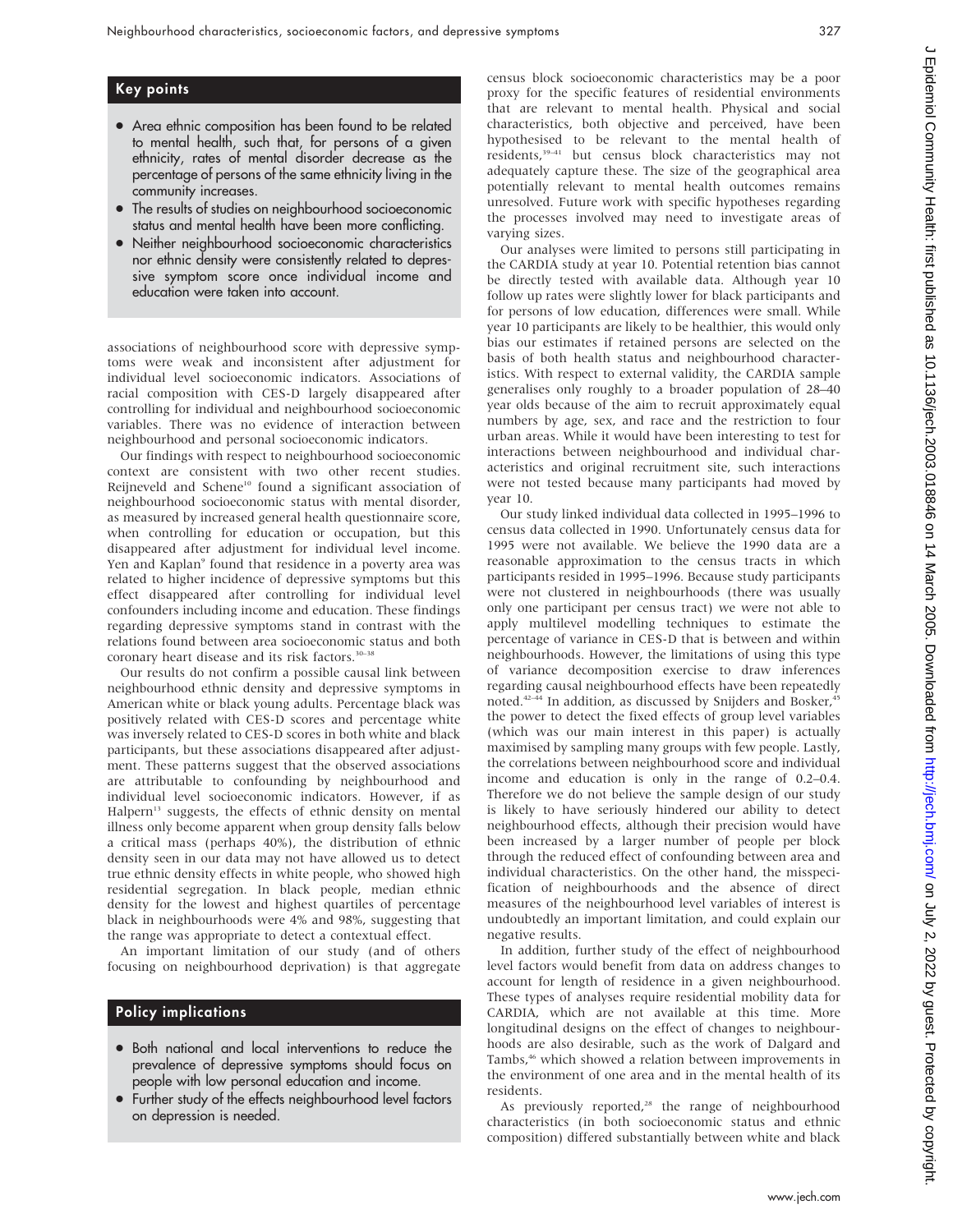## Key points

- Area ethnic composition has been found to be related to mental health, such that, for persons of a given ethnicity, rates of mental disorder decrease as the percentage of persons of the same ethnicity living in the community increases.
- The results of studies on neighbourhood socioeconomic status and mental health have been more conflicting.
- Neither neighbourhood socioeconomic characteristics nor ethnic density were consistently related to depressive symptom score once individual income and education were taken into account.

associations of neighbourhood score with depressive symptoms were weak and inconsistent after adjustment for individual level socioeconomic indicators. Associations of racial composition with CES-D largely disappeared after controlling for individual and neighbourhood socioeconomic variables. There was no evidence of interaction between neighbourhood and personal socioeconomic indicators.

Our findings with respect to neighbourhood socioeconomic context are consistent with two other recent studies. Reijneveld and Schene[10] found a significant association of neighbourhood socioeconomic status with mental disorder, as measured by increased general health questionnaire score, when controlling for education or occupation, but this disappeared after adjustment for individual level income. Yen and Kaplan[9] found that residence in a poverty area was related to higher incidence of depressive symptoms but this effect disappeared after controlling for individual level confounders including income and education. These findings regarding depressive symptoms stand in contrast with the relations found between area socioeconomic status and both coronary heart disease and its risk factors.[30–38]

Our results do not confirm a possible causal link between neighbourhood ethnic density and depressive symptoms in American white or black young adults. Percentage black was positively related with CES-D scores and percentage white was inversely related to CES-D scores in both white and black participants, but these associations disappeared after adjustment. These patterns suggest that the observed associations are attributable to confounding by neighbourhood and individual level socioeconomic indicators. However, if as Halpern[13] suggests, the effects of ethnic density on mental illness only become apparent when group density falls below a critical mass (perhaps 40%), the distribution of ethnic density seen in our data may not have allowed us to detect true ethnic density effects in white people, who showed high residential segregation. In black people, median ethnic density for the lowest and highest quartiles of percentage black in neighbourhoods were 4% and 98%, suggesting that the range was appropriate to detect a contextual effect.

An important limitation of our study (and of others focusing on neighbourhood deprivation) is that aggregate census block socioeconomic characteristics may be a poor proxy for the specific features of residential environments that are relevant to mental health. Physical and social characteristics, both objective and perceived, have been hypothesised to be relevant to the mental health of residents,[39–41] but census block characteristics may not adequately capture these. The size of the geographical area potentially relevant to mental health outcomes remains unresolved. Future work with specific hypotheses regarding the processes involved may need to investigate areas of varying sizes.

Our analyses were limited to persons still participating in the CARDIA study at year 10. Potential retention bias cannot be directly tested with available data. Although year 10 follow up rates were slightly lower for black participants and for persons of low education, differences were small. While year 10 participants are likely to be healthier, this would only bias our estimates if retained persons are selected on the basis of both health status and neighbourhood characteristics. With respect to external validity, the CARDIA sample generalises only roughly to a broader population of 28–40 year olds because of the aim to recruit approximately equal numbers by age, sex, and race and the restriction to four urban areas. While it would have been interesting to test for interactions between neighbourhood and individual characteristics and original recruitment site, such interactions were not tested because many participants had moved by year 10.

Our study linked individual data collected in 1995–1996 to census data collected in 1990. Unfortunately census data for 1995 were not available. We believe the 1990 data are a reasonable approximation to the census tracts in which participants resided in 1995–1996. Because study participants were not clustered in neighbourhoods (there was usually only one participant per census tract) we were not able to apply multilevel modelling techniques to estimate the percentage of variance in CES-D that is between and within neighbourhoods. However, the limitations of using this type of variance decomposition exercise to draw inferences regarding causal neighbourhood effects have been repeatedly noted.[42–44] In addition, as discussed by Snijders and Bosker,[45] the power to detect the fixed effects of group level variables (which was our main interest in this paper) is actually maximised by sampling many groups with few people. Lastly, the correlations between neighbourhood score and individual income and education is only in the range of 0.2–0.4. Therefore we do not believe the sample design of our study is likely to have seriously hindered our ability to detect neighbourhood effects, although their precision would have been increased by a larger number of people per block through the reduced effect of confounding between area and individual characteristics. On the other hand, the misspecification of neighbourhoods and the absence of direct measures of the neighbourhood level variables of interest is undoubtedly an important limitation, and could explain our negative results.

In addition, further study of the effect of neighbourhood level factors would benefit from data on address changes to account for length of residence in a given neighbourhood. These types of analyses require residential mobility data for CARDIA, which are not available at this time. More longitudinal designs on the effect of changes to neighbourhoods are also desirable, such as the work of Dalgard and Tambs,[46] which showed a relation between improvements in the environment of one area and in the mental health of its residents.

As previously reported,[28] the range of neighbourhood characteristics (in both socioeconomic status and ethnic composition) differed substantially between white and black

## Policy implications

- Both national and local interventions to reduce the prevalence of depressive symptoms should focus on people with low personal education and income.
- Further study of the effects neighbourhood level factors on depression is needed.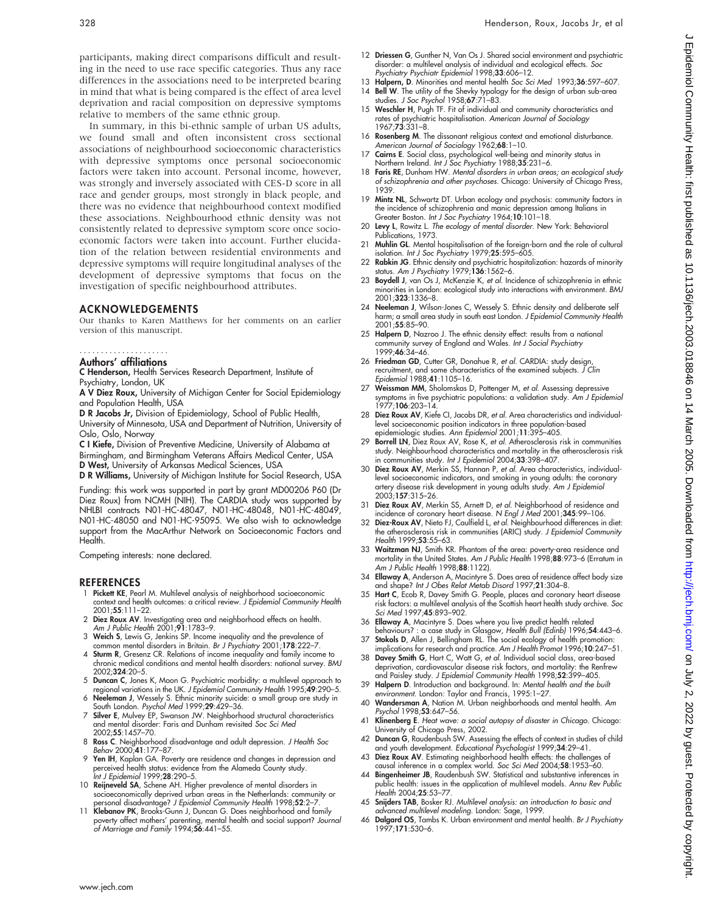participants, making direct comparisons difficult and resulting in the need to use race specific categories. Thus any race differences in the associations need to be interpreted bearing in mind that what is being compared is the effect of area level deprivation and racial composition on depressive symptoms relative to members of the same ethnic group.

In summary, in this bi-ethnic sample of urban US adults, we found small and often inconsistent cross sectional associations of neighbourhood socioeconomic characteristics with depressive symptoms once personal socioeconomic factors were taken into account. Personal income, however, was strongly and inversely associated with CES-D score in all race and gender groups, most strongly in black people, and there was no evidence that neighbourhood context modified these associations. Neighbourhood ethnic density was not consistently related to depressive symptom score once socioeconomic factors were taken into account. Further elucidation of the relation between residential environments and depressive symptoms will require longitudinal analyses of the development of depressive symptoms that focus on the investigation of specific neighbourhood attributes.

## ACKNOWLEDGEMENTS

Our thanks to Karen Matthews for her comments on an earlier version of this manuscript.

### Authors' affiliations

**C Henderson,** Health Services Research Department, Institute of Psychiatry, London, UK

**A V Diez Roux,** University of Michigan Center for Social Epidemiology and Population Health, USA

**D R Jacobs Jr,** Division of Epidemiology, School of Public Health, University of Minnesota, USA and Department of Nutrition, University of Oslo, Oslo, Norway

**C I Kiefe,** Division of Preventive Medicine, University of Alabama at Birmingham, and Birmingham Veterans Affairs Medical Center, USA

**D West,** University of Arkansas Medical Sciences, USA

**D R Williams,** University of Michigan Institute for Social Research, USA

Funding: this work was supported in part by grant MD00206 P60 (Dr Diez Roux) from NCMH (NIH). The CARDIA study was supported by NHLBI contracts N01-HC-48047, N01-HC-48048, N01-HC-48049, N01-HC-48050 and N01-HC-95095. We also wish to acknowledge support from the MacArthur Network on Socioeconomic Factors and Health.

Competing interests: none declared.

## REFERENCES

1. **Pickett KE**, Pearl M. Multilevel analysis of neighborhood socioeconomic context and health outcomes: a critical review. *J Epidemiol Community Health* 2001;**55**:111–22.
2. **Diez Roux AV**. Investigating area and neighborhood effects on health. *Am J Public Health* 2001;**91**:1783–9.
3. **Weich S**, Lewis G, Jenkins SP. Income inequality and the prevalence of common mental disorders in Britain. *Br J Psychiatry* 2001;**178**:222–7.
4. **Sturm R**, Gresenz CR. Relations of income inequality and family income to chronic medical conditions and mental health disorders: national survey. *BMJ* 2002;**324**:20–5.
5. **Duncan C**, Jones K, Moon G. Psychiatric morbidity: a multilevel approach to regional variations in the UK. *J Epidemiol Community Health* 1995;**49**:290–5.
6. **Neeleman J**, Wessely S. Ethnic minority suicide: a small group are study in South London. *Psychol Med* 1999;**29**:429–36.
7. **Silver E**, Mulvey EP, Swanson JW. Neighborhood structural characteristics and mental disorder: Faris and Dunham revisited *Soc Sci Med* 2002;**55**:1457–70.
8. **Ross C**. Neighborhood disadvantage and adult depression. *J Health Soc Behav* 2000;**41**:177–87.
9. **Yen IH**, Kaplan GA. Poverty are residence and changes in depression and perceived health status: evidence from the Alameda County study. *Int J Epidemiol* 1999;**28**:290–5.
10. **Reijneveld SA**, Schene AH. Higher prevalence of mental disorders in socioeconomically deprived urban areas in the Netherlands: community or personal disadvantage? *J Epidemiol Community Health* 1998;**52**:2–7.
11. **Klebanov PK**, Brooks-Gunn J, Duncan G. Does neighborhood and family poverty affect mothers' parenting, mental health and social support? *Journal of Marriage and Family* 1994;**56**:441–55.
12. **Driessen G**, Gunther N, Van Os J. Shared social environment and psychiatric disorder: a multilevel analysis of individual and ecological effects. *Soc Psychiatry Psychiatr Epidemiol* 1998;**33**:606–12.
13. **Halpern, D**. Minorities and mental health *Soc Sci Med* 1993;**36**:597–607.
14. **Bell W**. The utility of the Shevky typology for the design of urban sub-area studies. *J Soc Psychol* 1958;**67**:71–83.
15. **Weschler H**, Pugh TF. Fit of individual and community characteristics and rates of psychiatric hospitalisation. *American Journal of Sociology* 1967;**73**:331–8.
16. **Rosenberg M**. The dissonant religious context and emotional disturbance. *American Journal of Sociology* 1962;**68**:1–10.
17. **Cairns E**. Social class, psychological well-being and minority status in Northern Ireland. *Int J Soc Psychiatry* 1988;**35**:231–6.
18. **Faris RE**, Dunham HW. *Mental disorders in urban areas; an ecological study of schizophrenia and other psychoses*. Chicago: University of Chicago Press, 1939.
19. **Mintz NL**, Schwartz DT. Urban ecology and psychosis: community factors in the incidence of schizophrenia and manic depression among Italians in Greater Boston. *Int J Soc Psychiatry* 1964;**10**:101–18.
20. **Levy L**, Rowitz L. *The ecology of mental disorder*. New York: Behavioral Publications, 1973.
21. **Muhlin GL**. Mental hospitalisation of the foreign-born and the role of cultural isolation. *Int J Soc Psychiatry* 1979;**25**:595–605.
22. **Rabkin JG**. Ethnic density and psychiatric hospitalization: hazards of minority status. *Am J Psychiatry* 1979;**136**:1562–6.
23. **Boydell J**, van Os J, McKenzie K, *et al*. Incidence of schizophrenia in ethnic minorities in London: ecological study into interactions with environment. *BMJ* 2001;**323**:1336–8.
24. **Neeleman J**, Wilson-Jones C, Wessely S. Ethnic density and deliberate self harm; a small area study in south east London. *J Epidemiol Community Health* 2001;**55**:85–90.
25. **Halpern D**, Nazroo J. The ethnic density effect: results from a national community survey of England and Wales. *Int J Social Psychiatry* 1999;**46**:34–46.
26. **Friedman GD**, Cutter GR, Donahue R, *et al*. CARDIA: study design, recruitment, and some characteristics of the examined subjects. *J Clin Epidemiol* 1988;**41**:1105–16.
27. **Weissman MM**, Sholomskas D, Pottenger M, *et al*. Assessing depressive symptoms in five psychiatric populations: a validation study. *Am J Epidemiol* 1977;**106**:203–14.
28. **Diez Roux AV**, Kiefe CI, Jacobs DR, *et al*. Area characteristics and individual-level socioeconomic position indicators in three population-based epidemiologic studies. *Ann Epidemiol* 2001;**11**:395–405.
29. **Borrell LN**, Diez Roux AV, Rose K, *et al*. Atherosclerosis risk in communities study. Neighbourhood characteristics and mortality in the atherosclerosis risk in communities study. *Int J Epidemiol* 2004;**33**:398–407.
30. **Diez Roux AV**, Merkin SS, Hannan P, *et al*. Area characteristics, individual-level socioeconomic indicators, and smoking in young adults: the coronary artery disease risk development in young adults study. *Am J Epidemiol* 2003;**157**:315–26.
31. **Diez Roux AV**, Merkin SS, Arnett D, *et al*. Neighborhood of residence and incidence of coronary heart disease. *N Engl J Med* 2001;**345**:99–106.
32. **Diez-Roux AV**, Nieto FJ, Caulfield L, *et al*. Neighbourhood differences in diet: the atherosclerosis risk in communities (ARIC) study. *J Epidemiol Community Health* 1999;**53**:55–63.
33. **Waitzman NJ**, Smith KR. Phantom of the area: poverty-area residence and mortality in the United States. *Am J Public Health* 1998;**88**:973–6 (Erratum in *Am J Public Health* 1998;**88**:1122).
34. **Ellaway A**, Anderson A, Macintyre S. Does area of residence affect body size and shape? *Int J Obes Relat Metab Disord* 1997;**21**:304–8.
35. **Hart C**, Ecob R, Davey Smith G. People, places and coronary heart disease risk factors: a multilevel analysis of the Scottish heart health study archive. *Soc Sci Med* 1997;**45**:893–902.
36. **Ellaway A**, Macintyre S. Does where you live predict health related behaviours? : a case study in Glasgow, *Health Bull (Edinb)* 1996;**54**:443–6.
37. **Stokols D**, Allen J, Bellingham RL. The social ecology of health promotion: implications for research and practice. *Am J Health Promot* 1996;**10**:247–51.
38. **Davey Smith G**, Hart C, Watt G, *et al*. Individual social class, area-based deprivation, cardiovascular disease risk factors, and mortality: the Renfrew and Paisley study. *J Epidemiol Community Health* 1998;**52**:399–405.
39. **Halpern D**. Introduction and background. In: *Mental health and the built environment*. London: Taylor and Francis, 1995:1–27.
40. **Wandersman A**, Nation M. Urban neighborhoods and mental health. *Am Psychol* 1998;**53**:647–56.
41. **Klinenberg E**. *Heat wave: a social autopsy of disaster in Chicago*. Chicago: University of Chicago Press, 2002.
42. **Duncan G**, Raudenbush SW. Assessing the effects of context in studies of child and youth development. *Educational Psychologist* 1999;**34**:29–41.
43. **Diez Roux AV**. Estimating neighborhood health effects: the challenges of causal inference in a complex world. *Soc Sci Med* 2004;**58**:1953–60.
44. **Bingenheimer JB**, Raudenbush SW. Statistical and substantive inferences in public health: issues in the application of multilevel models. *Annu Rev Public Health* 2004;**25**:53–77.
45. **Snijders TAB**, Bosker RJ. *Multilevel analysis: an introduction to basic and advanced multilevel modeling*. London: Sage, 1999.
46. **Dalgard OS**, Tambs K. Urban environment and mental health. *Br J Psychiatry* 1997;**171**:530–6.